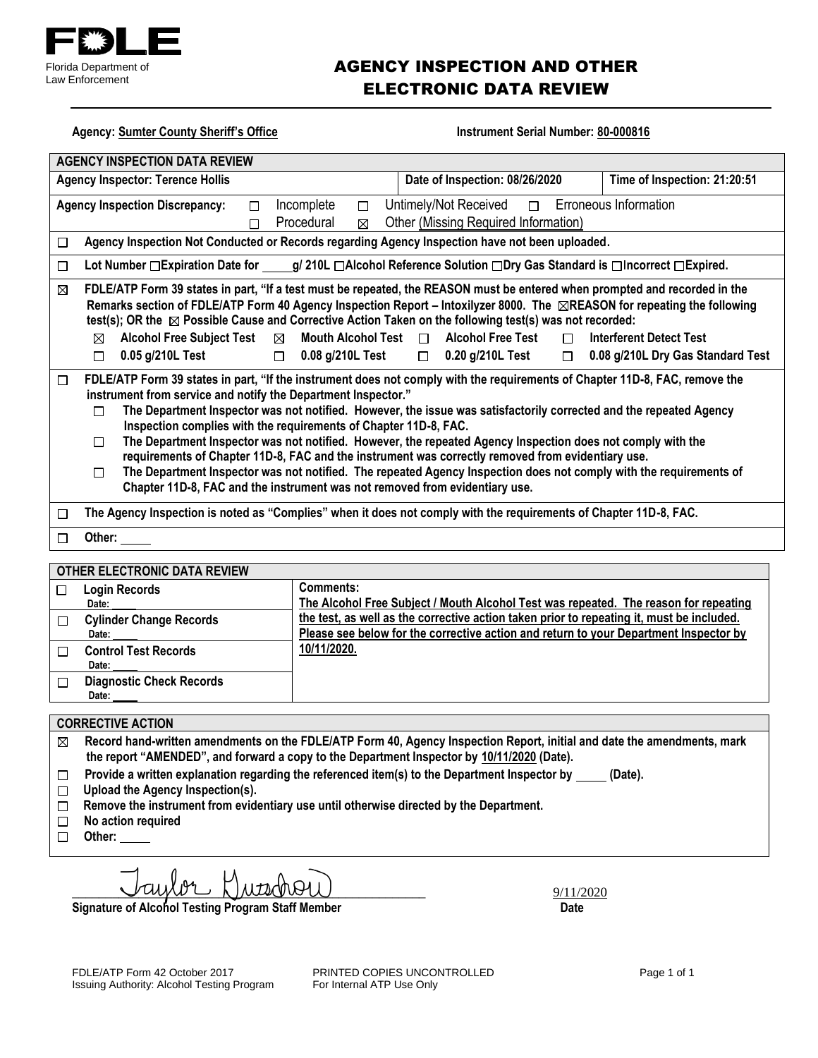FDLE

Florida Department of Law Enforcement

# AGENCY INSPECTION AND OTHER ELECTRONIC DATA REVIEW

**Agency:** Sumter County Sheriff's Office **Instrument Serial Number:** 80-000816

## AGENCY INSPECTION DATA REVIEW

| Agency Inspector: Terence Hollis | Date of Inspection: 08/26/2020 | Time of Inspection: 21:20:51 |
| --- | --- | --- |

**Agency Inspection Discrepancy:** ☐ Incomplete ☐ Untimely/Not Received ☐ Erroneous Information ☐ Procedural ☒ Other (Missing Required Information)

☐ **Agency Inspection Not Conducted or Records regarding Agency Inspection have not been uploaded.**

☐ **Lot Number ☐Expiration Date for ____ g/ 210L ☐Alcohol Reference Solution ☐Dry Gas Standard is ☐Incorrect ☐Expired.**

☒ **FDLE/ATP Form 39 states in part, "If a test must be repeated, the REASON must be entered when prompted and recorded in the Remarks section of FDLE/ATP Form 40 Agency Inspection Report – Intoxilyzer 8000. The ☒REASON for repeating the following test(s); OR the ☒ Possible Cause and Corrective Action Taken on the following test(s) was not recorded:**

- ☒ Alcohol Free Subject Test ☒ Mouth Alcohol Test ☐ Alcohol Free Test ☐ Interferent Detect Test
- ☐ 0.05 g/210L Test ☐ 0.08 g/210L Test ☐ 0.20 g/210L Test ☐ 0.08 g/210L Dry Gas Standard Test

☐ **FDLE/ATP Form 39 states in part, "If the instrument does not comply with the requirements of Chapter 11D-8, FAC, remove the instrument from service and notify the Department Inspector."**

- ☐ The Department Inspector was not notified. However, the issue was satisfactorily corrected and the repeated Agency Inspection complies with the requirements of Chapter 11D-8, FAC.
- ☐ The Department Inspector was not notified. However, the repeated Agency Inspection does not comply with the requirements of Chapter 11D-8, FAC and the instrument was correctly removed from evidentiary use.
- ☐ The Department Inspector was not notified. The repeated Agency Inspection does not comply with the requirements of Chapter 11D-8, FAC and the instrument was not removed from evidentiary use.

☐ **The Agency Inspection is noted as "Complies" when it does not comply with the requirements of Chapter 11D-8, FAC.**

☐ **Other:** ____

## OTHER ELECTRONIC DATA REVIEW

| Records | Comments |
| --- | --- |
| ☐ **Login Records** Date: ____ | **Comments:** The Alcohol Free Subject / Mouth Alcohol Test was repeated. The reason for repeating the test, as well as the corrective action taken prior to repeating it, must be included. Please see below for the corrective action and return to your Department Inspector by 10/11/2020. |
| ☐ **Cylinder Change Records** Date: ____ | |
| ☐ **Control Test Records** Date: ____ | |
| ☐ **Diagnostic Check Records** Date: ____ | |

## CORRECTIVE ACTION

- ☒ **Record hand-written amendments on the FDLE/ATP Form 40, Agency Inspection Report, initial and date the amendments, mark the report "AMENDED", and forward a copy to the Department Inspector by 10/11/2020 (Date).**
- ☐ **Provide a written explanation regarding the referenced item(s) to the Department Inspector by ____ (Date).**
- ☐ **Upload the Agency Inspection(s).**
- ☐ **Remove the instrument from evidentiary use until otherwise directed by the Department.**
- ☐ **No action required**
- ☐ **Other:** ____

Taylor Gutschow 9/11/2020

**Signature of Alcohol Testing Program Staff Member** **Date**

FDLE/ATP Form 42 October 2017
Issuing Authority: Alcohol Testing Program

PRINTED COPIES UNCONTROLLED
For Internal ATP Use Only